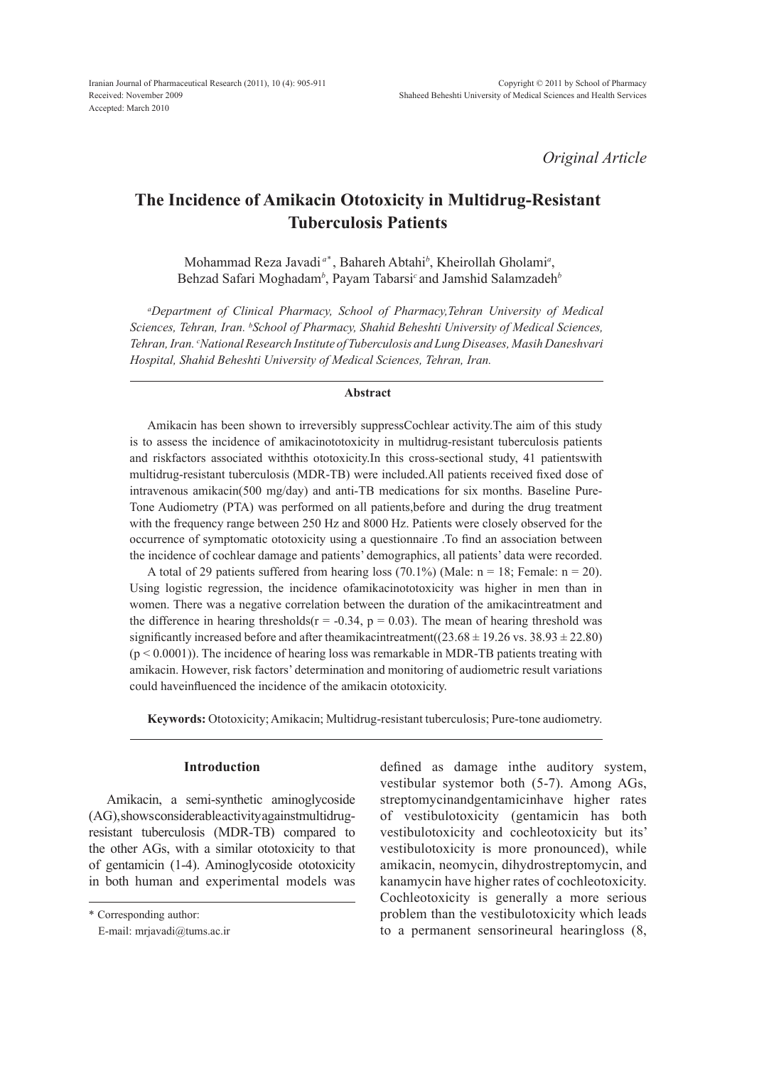Iranian Journal of Pharmaceutical Research (2011), 10 (4): 905-911
Received: November 2009
Accepted: March 2010

Copyright © 2011 by School of Pharmacy
Shaheed Beheshti University of Medical Sciences and Health Services

*Original Article*

# The Incidence of Amikacin Ototoxicity in Multidrug-Resistant Tuberculosis Patients

Mohammad Reza Javadi[a*], Bahareh Abtahi[b], Kheirollah Gholami[a], Behzad Safari Moghadam[b], Payam Tabarsi[c] and Jamshid Salamzadeh[b]

*[a]Department of Clinical Pharmacy, School of Pharmacy,Tehran University of Medical Sciences, Tehran, Iran. [b]School of Pharmacy, Shahid Beheshti University of Medical Sciences, Tehran, Iran. [c]National Research Institute of Tuberculosis and Lung Diseases, Masih Daneshvari Hospital, Shahid Beheshti University of Medical Sciences, Tehran, Iran.*

## Abstract

Amikacin has been shown to irreversibly suppressCochlear activity.The aim of this study is to assess the incidence of amikacinototoxicity in multidrug-resistant tuberculosis patients and riskfactors associated withthis ototoxicity.In this cross-sectional study, 41 patientswith multidrug-resistant tuberculosis (MDR-TB) were included.All patients received fixed dose of intravenous amikacin(500 mg/day) and anti-TB medications for six months. Baseline Pure-Tone Audiometry (PTA) was performed on all patients,before and during the drug treatment with the frequency range between 250 Hz and 8000 Hz. Patients were closely observed for the occurrence of symptomatic ototoxicity using a questionnaire .To find an association between the incidence of cochlear damage and patients' demographics, all patients' data were recorded.

A total of 29 patients suffered from hearing loss (70.1%) (Male: n = 18; Female: n = 20). Using logistic regression, the incidence ofamikacinototoxicity was higher in men than in women. There was a negative correlation between the duration of the amikacintreatment and the difference in hearing thresholds($r = -0.34$, $p = 0.03$). The mean of hearing threshold was significantly increased before and after theamikacintreatment(($23.68 \pm 19.26$ vs. $38.93 \pm 22.80$) ($p < 0.0001$)). The incidence of hearing loss was remarkable in MDR-TB patients treating with amikacin. However, risk factors' determination and monitoring of audiometric result variations could haveinfluenced the incidence of the amikacin ototoxicity.

**Keywords:** Ototoxicity; Amikacin; Multidrug-resistant tuberculosis; Pure-tone audiometry.

## Introduction

Amikacin, a semi-synthetic aminoglycoside (AG),showsconsiderableactivityagainstmultidrug-resistant tuberculosis (MDR-TB) compared to the other AGs, with a similar ototoxicity to that of gentamicin (1-4). Aminoglycoside ototoxicity in both human and experimental models was defined as damage inthe auditory system, vestibular systemor both (5-7). Among AGs, streptomycinandgentamicinhave higher rates of vestibulotoxicity (gentamicin has both vestibulotoxicity and cochleotoxicity but its' vestibulotoxicity is more pronounced), while amikacin, neomycin, dihydrostreptomycin, and kanamycin have higher rates of cochleotoxicity. Cochleotoxicity is generally a more serious problem than the vestibulotoxicity which leads to a permanent sensorineural hearingloss (8,

\* Corresponding author:
E-mail: mrjavadi@tums.ac.ir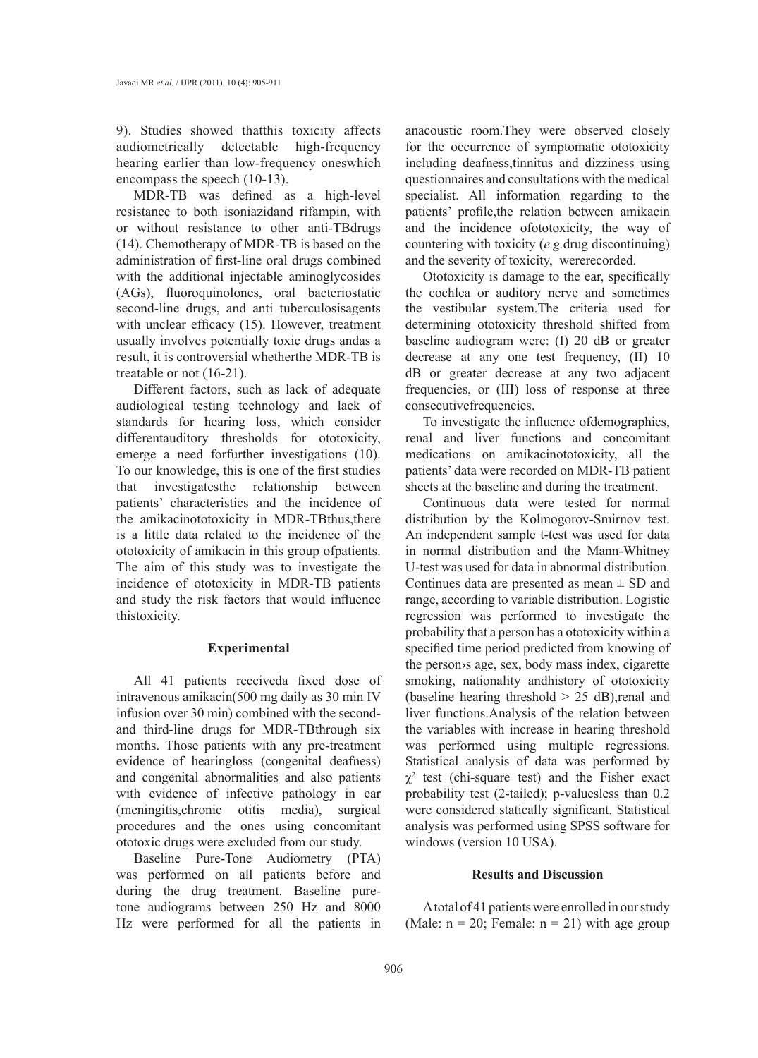9). Studies showed thatthis toxicity affects audiometrically detectable high-frequency hearing earlier than low-frequency oneswhich encompass the speech (10-13).

MDR-TB was defined as a high-level resistance to both isoniazidand rifampin, with or without resistance to other anti-TBdrugs (14). Chemotherapy of MDR-TB is based on the administration of first-line oral drugs combined with the additional injectable aminoglycosides (AGs), fluoroquinolones, oral bacteriostatic second-line drugs, and anti tuberculosisagents with unclear efficacy (15). However, treatment usually involves potentially toxic drugs andas a result, it is controversial whetherthe MDR-TB is treatable or not (16-21).

Different factors, such as lack of adequate audiological testing technology and lack of standards for hearing loss, which consider differentauditory thresholds for ototoxicity, emerge a need forfurther investigations (10). To our knowledge, this is one of the first studies that investigatesthe relationship between patients' characteristics and the incidence of the amikacinototoxicity in MDR-TBthus,there is a little data related to the incidence of the ototoxicity of amikacin in this group ofpatients. The aim of this study was to investigate the incidence of ototoxicity in MDR-TB patients and study the risk factors that would influence thistoxicity.

## Experimental

All 41 patients receiveda fixed dose of intravenous amikacin(500 mg daily as 30 min IV infusion over 30 min) combined with the second- and third-line drugs for MDR-TBthrough six months. Those patients with any pre-treatment evidence of hearingloss (congenital deafness) and congenital abnormalities and also patients with evidence of infective pathology in ear (meningitis,chronic otitis media), surgical procedures and the ones using concomitant ototoxic drugs were excluded from our study.

Baseline Pure-Tone Audiometry (PTA) was performed on all patients before and during the drug treatment. Baseline pure-tone audiograms between 250 Hz and 8000 Hz were performed for all the patients in anacoustic room.They were observed closely for the occurrence of symptomatic ototoxicity including deafness,tinnitus and dizziness using questionnaires and consultations with the medical specialist. All information regarding to the patients' profile,the relation between amikacin and the incidence ofototoxicity, the way of countering with toxicity (*e.g.*drug discontinuing) and the severity of toxicity, wererecorded.

Ototoxicity is damage to the ear, specifically the cochlea or auditory nerve and sometimes the vestibular system.The criteria used for determining ototoxicity threshold shifted from baseline audiogram were: (I) 20 dB or greater decrease at any one test frequency, (II) 10 dB or greater decrease at any two adjacent frequencies, or (III) loss of response at three consecutivefrequencies.

To investigate the influence ofdemographics, renal and liver functions and concomitant medications on amikacinototoxicity, all the patients' data were recorded on MDR-TB patient sheets at the baseline and during the treatment.

Continuous data were tested for normal distribution by the Kolmogorov-Smirnov test. An independent sample t-test was used for data in normal distribution and the Mann-Whitney U-test was used for data in abnormal distribution. Continues data are presented as mean ± SD and range, according to variable distribution. Logistic regression was performed to investigate the probability that a person has a ototoxicity within a specified time period predicted from knowing of the person›s age, sex, body mass index, cigarette smoking, nationality andhistory of ototoxicity (baseline hearing threshold > 25 dB),renal and liver functions.Analysis of the relation between the variables with increase in hearing threshold was performed using multiple regressions. Statistical analysis of data was performed by $\chi^2$ test (chi-square test) and the Fisher exact probability test (2-tailed); p-valuesless than 0.2 were considered statically significant. Statistical analysis was performed using SPSS software for windows (version 10 USA).

## Results and Discussion

A total of 41 patients were enrolled in our study (Male: n = 20; Female: n = 21) with age group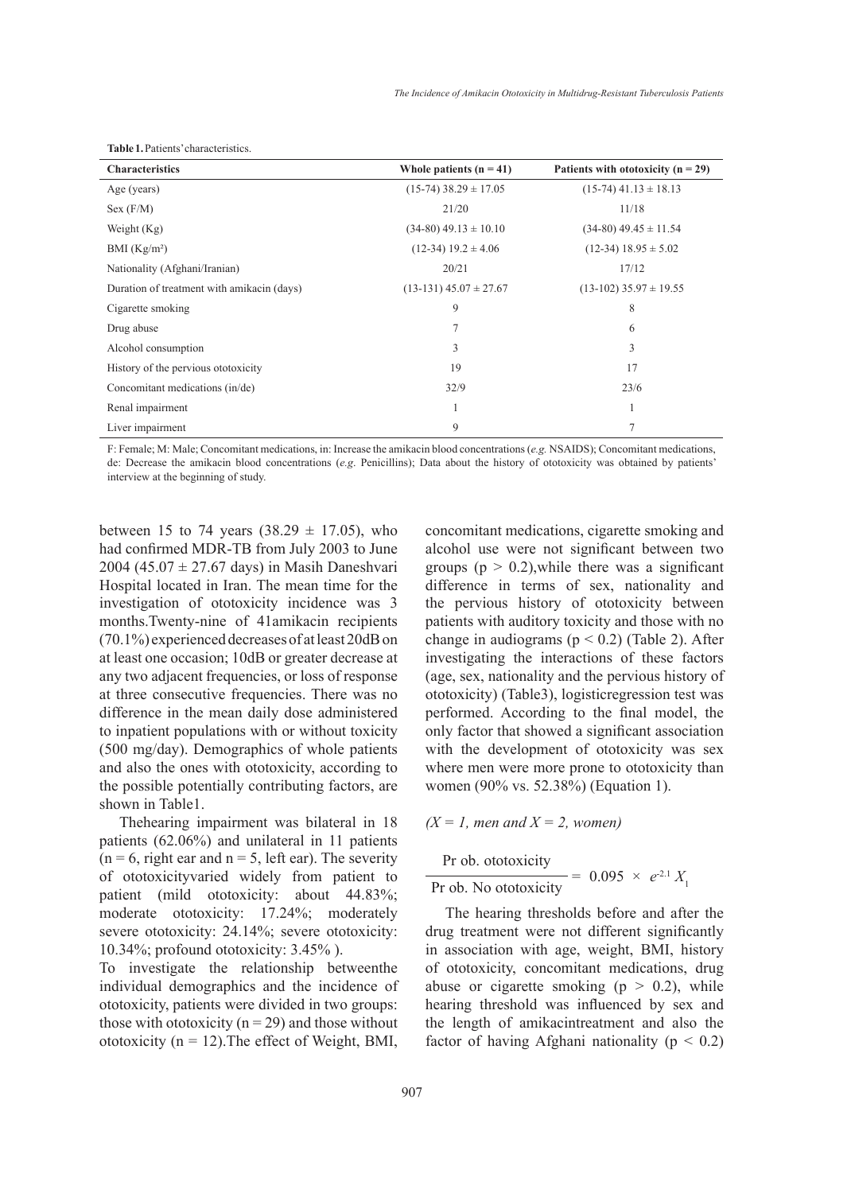**Table 1.** Patients' characteristics.

| Characteristics | Whole patients (n = 41) | Patients with ototoxicity (n = 29) |
|---|---|---|
| Age (years) | (15-74) 38.29 ± 17.05 | (15-74) 41.13 ± 18.13 |
| Sex (F/M) | 21/20 | 11/18 |
| Weight (Kg) | (34-80) 49.13 ± 10.10 | (34-80) 49.45 ± 11.54 |
| BMI (Kg/m²) | (12-34) 19.2 ± 4.06 | (12-34) 18.95 ± 5.02 |
| Nationality (Afghani/Iranian) | 20/21 | 17/12 |
| Duration of treatment with amikacin (days) | (13-131) 45.07 ± 27.67 | (13-102) 35.97 ± 19.55 |
| Cigarette smoking | 9 | 8 |
| Drug abuse | 7 | 6 |
| Alcohol consumption | 3 | 3 |
| History of the pervious ototoxicity | 19 | 17 |
| Concomitant medications (in/de) | 32/9 | 23/6 |
| Renal impairment | 1 | 1 |
| Liver impairment | 9 | 7 |

F: Female; M: Male; Concomitant medications, in: Increase the amikacin blood concentrations (*e.g.* NSAIDS); Concomitant medications, de: Decrease the amikacin blood concentrations (*e.g.* Penicillins); Data about the history of ototoxicity was obtained by patients' interview at the beginning of study.

between 15 to 74 years (38.29 ± 17.05), who had confirmed MDR-TB from July 2003 to June 2004 (45.07 ± 27.67 days) in Masih Daneshvari Hospital located in Iran. The mean time for the investigation of ototoxicity incidence was 3 months.Twenty-nine of 41amikacin recipients (70.1%) experienced decreases of at least 20dB on at least one occasion; 10dB or greater decrease at any two adjacent frequencies, or loss of response at three consecutive frequencies. There was no difference in the mean daily dose administered to inpatient populations with or without toxicity (500 mg/day). Demographics of whole patients and also the ones with ototoxicity, according to the possible potentially contributing factors, are shown in Table1.

Thehearing impairment was bilateral in 18 patients (62.06%) and unilateral in 11 patients (n = 6, right ear and n = 5, left ear). The severity of ototoxicityvaried widely from patient to patient (mild ototoxicity: about 44.83%; moderate ototoxicity: 17.24%; moderately severe ototoxicity: 24.14%; severe ototoxicity: 10.34%; profound ototoxicity: 3.45% ).

To investigate the relationship betweenthe individual demographics and the incidence of ototoxicity, patients were divided in two groups: those with ototoxicity (n = 29) and those without ototoxicity (n = 12).The effect of Weight, BMI, concomitant medications, cigarette smoking and alcohol use were not significant between two groups ($p > 0.2$),while there was a significant difference in terms of sex, nationality and the pervious history of ototoxicity between patients with auditory toxicity and those with no change in audiograms ($p < 0.2$) (Table 2). After investigating the interactions of these factors (age, sex, nationality and the pervious history of ototoxicity) (Table3), logisticregression test was performed. According to the final model, the only factor that showed a significant association with the development of ototoxicity was sex where men were more prone to ototoxicity than women (90% vs. 52.38%) (Equation 1).

*(X = 1, men and X = 2, women)*

$$\frac{\text{Pr ob. ototoxicity}}{\text{Pr ob. No ototoxicity}} = 0.095 \times e^{2.1} X_1$$

The hearing thresholds before and after the drug treatment were not different significantly in association with age, weight, BMI, history of ototoxicity, concomitant medications, drug abuse or cigarette smoking ($p > 0.2$), while hearing threshold was influenced by sex and the length of amikacintreatment and also the factor of having Afghani nationality ($p < 0.2$)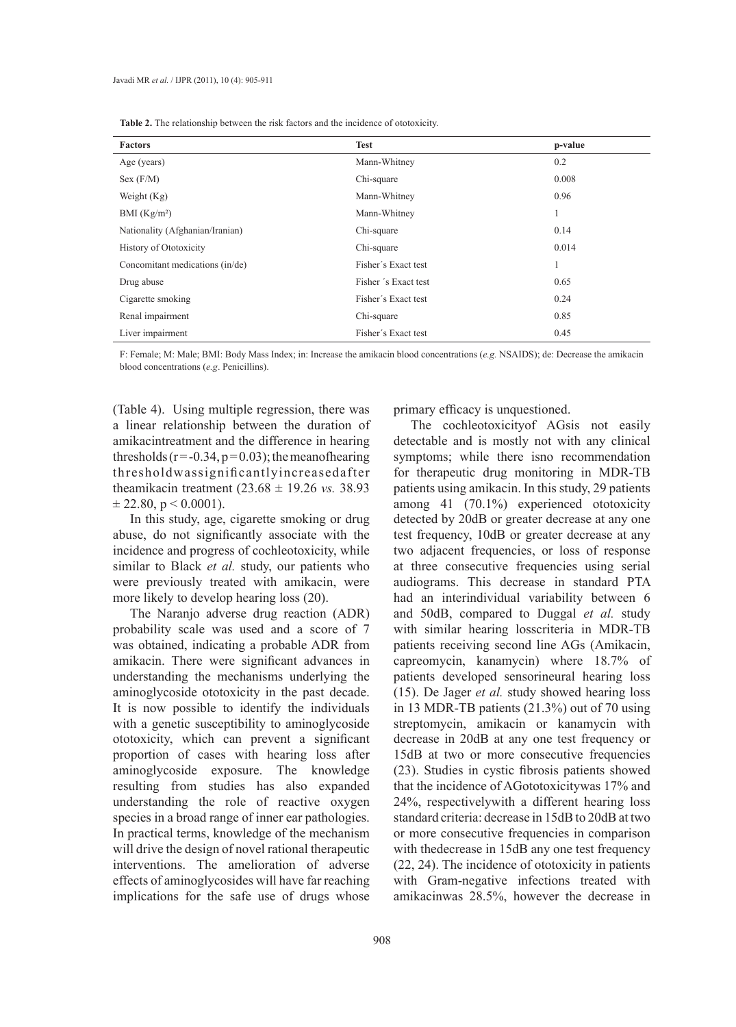**Table 2.** The relationship between the risk factors and the incidence of ototoxicity.

| Factors | Test | p-value |
|---|---|---|
| Age (years) | Mann-Whitney | 0.2 |
| Sex (F/M) | Chi-square | 0.008 |
| Weight (Kg) | Mann-Whitney | 0.96 |
| BMI (Kg/m²) | Mann-Whitney | 1 |
| Nationality (Afghanian/Iranian) | Chi-square | 0.14 |
| History of Ototoxicity | Chi-square | 0.014 |
| Concomitant medications (in/de) | Fisher´s Exact test | 1 |
| Drug abuse | Fisher ´s Exact test | 0.65 |
| Cigarette smoking | Fisher´s Exact test | 0.24 |
| Renal impairment | Chi-square | 0.85 |
| Liver impairment | Fisher´s Exact test | 0.45 |

F: Female; M: Male; BMI: Body Mass Index; in: Increase the amikacin blood concentrations (*e.g.* NSAIDS); de: Decrease the amikacin blood concentrations (*e.g*. Penicillins).

(Table 4). Using multiple regression, there was a linear relationship between the duration of amikacintreatment and the difference in hearing thresholds ($r = -0.34$, $p = 0.03$); the meanofhearing thresholdwassignificantlyincreasedafter theamikacin treatment ($23.68 \pm 19.26$ *vs.* $38.93 \pm 22.80$, $p < 0.0001$).

In this study, age, cigarette smoking or drug abuse, do not significantly associate with the incidence and progress of cochleotoxicity, while similar to Black *et al.* study, our patients who were previously treated with amikacin, were more likely to develop hearing loss (20).

The Naranjo adverse drug reaction (ADR) probability scale was used and a score of 7 was obtained, indicating a probable ADR from amikacin. There were significant advances in understanding the mechanisms underlying the aminoglycoside ototoxicity in the past decade. It is now possible to identify the individuals with a genetic susceptibility to aminoglycoside ototoxicity, which can prevent a significant proportion of cases with hearing loss after aminoglycoside exposure. The knowledge resulting from studies has also expanded understanding the role of reactive oxygen species in a broad range of inner ear pathologies. In practical terms, knowledge of the mechanism will drive the design of novel rational therapeutic interventions. The amelioration of adverse effects of aminoglycosides will have far reaching implications for the safe use of drugs whose primary efficacy is unquestioned.

The cochleotoxicityof AGsis not easily detectable and is mostly not with any clinical symptoms; while there isno recommendation for therapeutic drug monitoring in MDR-TB patients using amikacin. In this study, 29 patients among 41 (70.1%) experienced ototoxicity detected by 20dB or greater decrease at any one test frequency, 10dB or greater decrease at any two adjacent frequencies, or loss of response at three consecutive frequencies using serial audiograms. This decrease in standard PTA had an interindividual variability between 6 and 50dB, compared to Duggal *et al.* study with similar hearing losscriteria in MDR-TB patients receiving second line AGs (Amikacin, capreomycin, kanamycin) where 18.7% of patients developed sensorineural hearing loss (15). De Jager *et al.* study showed hearing loss in 13 MDR-TB patients (21.3%) out of 70 using streptomycin, amikacin or kanamycin with decrease in 20dB at any one test frequency or 15dB at two or more consecutive frequencies (23). Studies in cystic fibrosis patients showed that the incidence of AGototoxicitywas 17% and 24%, respectivelywith a different hearing loss standard criteria: decrease in 15dB to 20dB at two or more consecutive frequencies in comparison with thedecrease in 15dB any one test frequency (22, 24). The incidence of ototoxicity in patients with Gram-negative infections treated with amikacinwas 28.5%, however the decrease in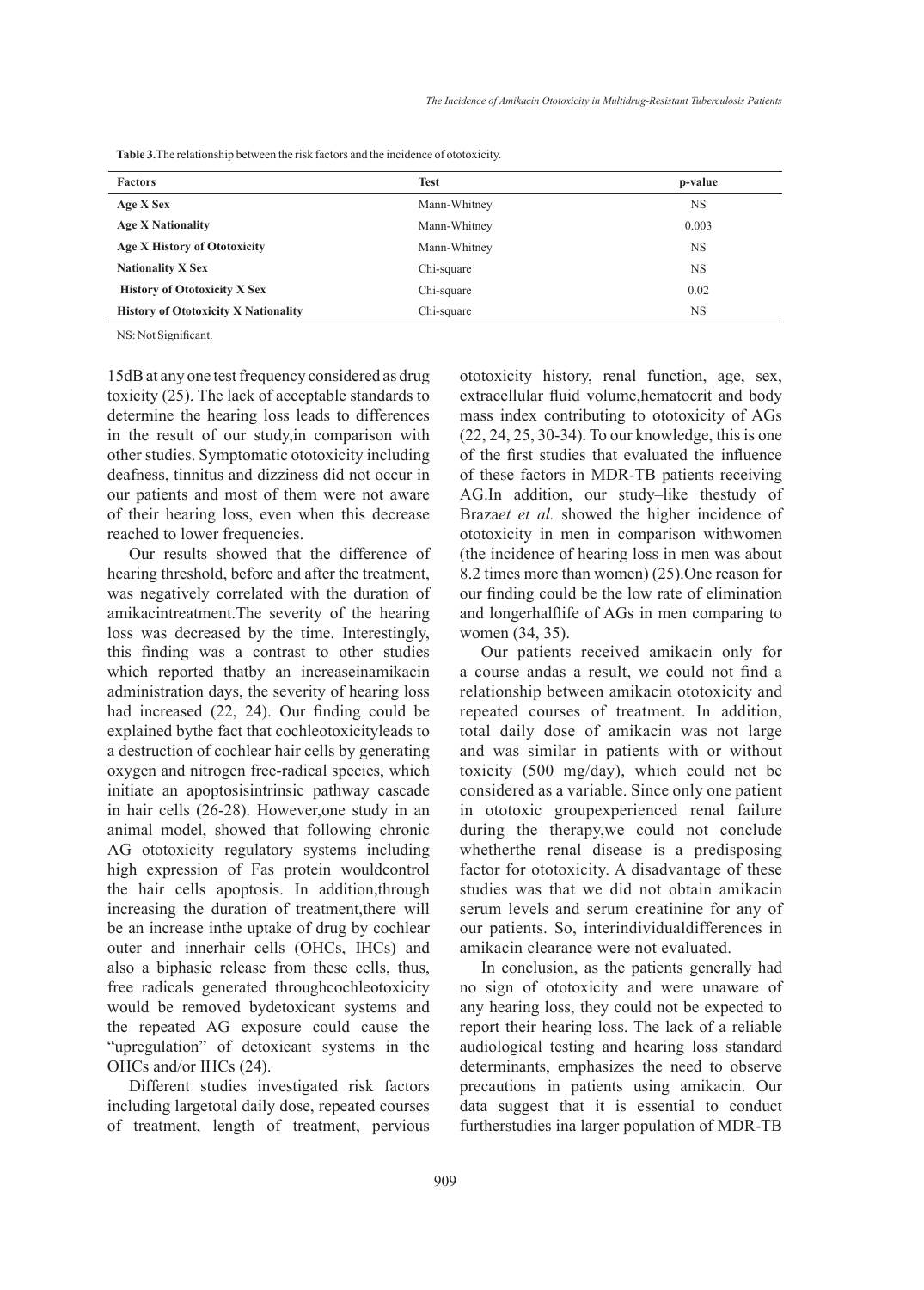**Table 3.** The relationship between the risk factors and the incidence of ototoxicity.

| Factors | Test | p-value |
|---|---|---|
| **Age X Sex** | Mann-Whitney | NS |
| **Age X Nationality** | Mann-Whitney | 0.003 |
| **Age X History of Ototoxicity** | Mann-Whitney | NS |
| **Nationality X Sex** | Chi-square | NS |
| **History of Ototoxicity X Sex** | Chi-square | 0.02 |
| **History of Ototoxicity X Nationality** | Chi-square | NS |

NS: Not Significant.

15dB at any one test frequency considered as drug toxicity (25). The lack of acceptable standards to determine the hearing loss leads to differences in the result of our study,in comparison with other studies. Symptomatic ototoxicity including deafness, tinnitus and dizziness did not occur in our patients and most of them were not aware of their hearing loss, even when this decrease reached to lower frequencies.

Our results showed that the difference of hearing threshold, before and after the treatment, was negatively correlated with the duration of amikacintreatment.The severity of the hearing loss was decreased by the time. Interestingly, this finding was a contrast to other studies which reported thatby an increaseinamikacin administration days, the severity of hearing loss had increased (22, 24). Our finding could be explained bythe fact that cochleotoxicityleads to a destruction of cochlear hair cells by generating oxygen and nitrogen free-radical species, which initiate an apoptosisintrinsic pathway cascade in hair cells (26-28). However,one study in an animal model, showed that following chronic AG ototoxicity regulatory systems including high expression of Fas protein wouldcontrol the hair cells apoptosis. In addition,through increasing the duration of treatment,there will be an increase inthe uptake of drug by cochlear outer and innerhair cells (OHCs, IHCs) and also a biphasic release from these cells, thus, free radicals generated throughcochleotoxicity would be removed bydetoxicant systems and the repeated AG exposure could cause the "upregulation" of detoxicant systems in the OHCs and/or IHCs (24).

Different studies investigated risk factors including largetotal daily dose, repeated courses of treatment, length of treatment, pervious ototoxicity history, renal function, age, sex, extracellular fluid volume,hematocrit and body mass index contributing to ototoxicity of AGs (22, 24, 25, 30-34). To our knowledge, this is one of the first studies that evaluated the influence of these factors in MDR-TB patients receiving AG.In addition, our study–like thestudy of Braza*et al.* showed the higher incidence of ototoxicity in men in comparison withwomen (the incidence of hearing loss in men was about 8.2 times more than women) (25).One reason for our finding could be the low rate of elimination and longerhalflife of AGs in men comparing to women (34, 35).

Our patients received amikacin only for a course andas a result, we could not find a relationship between amikacin ototoxicity and repeated courses of treatment. In addition, total daily dose of amikacin was not large and was similar in patients with or without toxicity (500 mg/day), which could not be considered as a variable. Since only one patient in ototoxic groupexperienced renal failure during the therapy,we could not conclude whetherthe renal disease is a predisposing factor for ototoxicity. A disadvantage of these studies was that we did not obtain amikacin serum levels and serum creatinine for any of our patients. So, interindividualdifferences in amikacin clearance were not evaluated.

In conclusion, as the patients generally had no sign of ototoxicity and were unaware of any hearing loss, they could not be expected to report their hearing loss. The lack of a reliable audiological testing and hearing loss standard determinants, emphasizes the need to observe precautions in patients using amikacin. Our data suggest that it is essential to conduct furtherstudies ina larger population of MDR-TB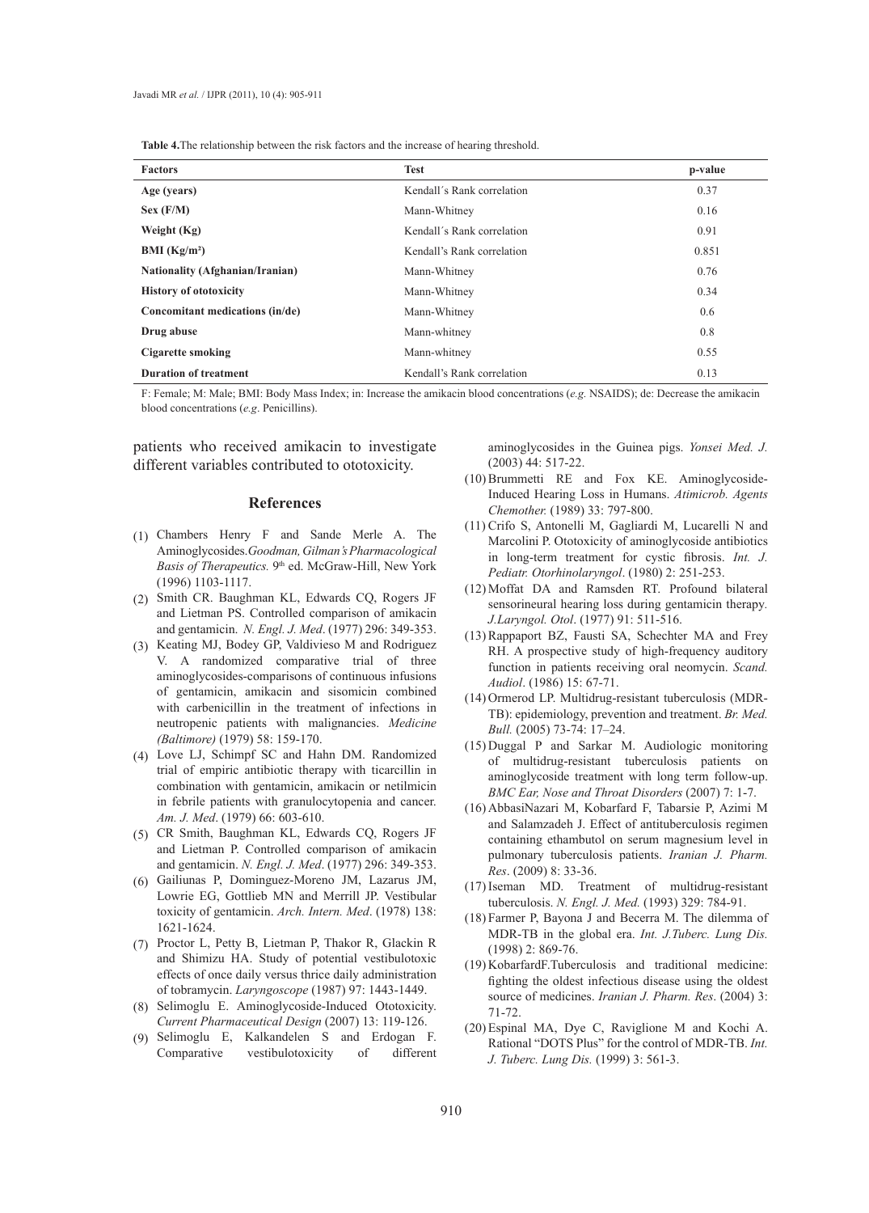**Table 4.** The relationship between the risk factors and the increase of hearing threshold.

| Factors | Test | p-value |
| --- | --- | --- |
| **Age (years)** | Kendall´s Rank correlation | 0.37 |
| **Sex (F/M)** | Mann-Whitney | 0.16 |
| **Weight (Kg)** | Kendall´s Rank correlation | 0.91 |
| **BMI (Kg/m²)** | Kendall's Rank correlation | 0.851 |
| **Nationality (Afghanian/Iranian)** | Mann-Whitney | 0.76 |
| **History of ototoxicity** | Mann-Whitney | 0.34 |
| **Concomitant medications (in/de)** | Mann-Whitney | 0.6 |
| **Drug abuse** | Mann-whitney | 0.8 |
| **Cigarette smoking** | Mann-whitney | 0.55 |
| **Duration of treatment** | Kendall's Rank correlation | 0.13 |

F: Female; M: Male; BMI: Body Mass Index; in: Increase the amikacin blood concentrations (*e.g.* NSAIDS); de: Decrease the amikacin blood concentrations (*e.g*. Penicillins).

patients who received amikacin to investigate different variables contributed to ototoxicity.

## References

(1) Chambers Henry F and Sande Merle A. The Aminoglycosides. *Goodman, Gilman's Pharmacological Basis of Therapeutics.* 9th ed. McGraw-Hill, New York (1996) 1103-1117.

(2) Smith CR. Baughman KL, Edwards CQ, Rogers JF and Lietman PS. Controlled comparison of amikacin and gentamicin. *N. Engl. J. Med*. (1977) 296: 349-353.

(3) Keating MJ, Bodey GP, Valdivieso M and Rodriguez V. A randomized comparative trial of three aminoglycosides-comparisons of continuous infusions of gentamicin, amikacin and sisomicin combined with carbenicillin in the treatment of infections in neutropenic patients with malignancies. *Medicine (Baltimore)* (1979) 58: 159-170.

(4) Love LJ, Schimpf SC and Hahn DM. Randomized trial of empiric antibiotic therapy with ticarcillin in combination with gentamicin, amikacin or netilmicin in febrile patients with granulocytopenia and cancer. *Am. J. Med*. (1979) 66: 603-610.

(5) CR Smith, Baughman KL, Edwards CQ, Rogers JF and Lietman P. Controlled comparison of amikacin and gentamicin. *N. Engl. J. Med*. (1977) 296: 349-353.

(6) Gailiunas P, Dominguez-Moreno JM, Lazarus JM, Lowrie EG, Gottlieb MN and Merrill JP. Vestibular toxicity of gentamicin. *Arch. Intern. Med*. (1978) 138: 1621-1624.

(7) Proctor L, Petty B, Lietman P, Thakor R, Glackin R and Shimizu HA. Study of potential vestibulotoxic effects of once daily versus thrice daily administration of tobramycin. *Laryngoscope* (1987) 97: 1443-1449.

(8) Selimoglu E. Aminoglycoside-Induced Ototoxicity. *Current Pharmaceutical Design* (2007) 13: 119-126.

(9) Selimoglu E, Kalkandelen S and Erdogan F. Comparative vestibulotoxicity of different aminoglycosides in the Guinea pigs. *Yonsei Med. J.* (2003) 44: 517-22.

(10) Brummetti RE and Fox KE. Aminoglycoside-Induced Hearing Loss in Humans. *Atimicrob. Agents Chemother.* (1989) 33: 797-800.

(11) Crifo S, Antonelli M, Gagliardi M, Lucarelli N and Marcolini P. Ototoxicity of aminoglycoside antibiotics in long-term treatment for cystic fibrosis. *Int. J. Pediatr. Otorhinolaryngol*. (1980) 2: 251-253.

(12) Moffat DA and Ramsden RT. Profound bilateral sensorineural hearing loss during gentamicin therapy. *J.Laryngol. Otol*. (1977) 91: 511-516.

(13) Rappaport BZ, Fausti SA, Schechter MA and Frey RH. A prospective study of high-frequency auditory function in patients receiving oral neomycin. *Scand. Audiol*. (1986) 15: 67-71.

(14) Ormerod LP. Multidrug-resistant tuberculosis (MDR-TB): epidemiology, prevention and treatment. *Br. Med. Bull.* (2005) 73-74: 17–24.

(15) Duggal P and Sarkar M. Audiologic monitoring of multidrug-resistant tuberculosis patients on aminoglycoside treatment with long term follow-up. *BMC Ear, Nose and Throat Disorders* (2007) 7: 1-7.

(16) AbbasiNazari M, Kobarfard F, Tabarsie P, Azimi M and Salamzadeh J. Effect of antituberculosis regimen containing ethambutol on serum magnesium level in pulmonary tuberculosis patients. *Iranian J. Pharm. Res*. (2009) 8: 33-36.

(17) Iseman MD. Treatment of multidrug-resistant tuberculosis. *N. Engl. J. Med.* (1993) 329: 784-91.

(18) Farmer P, Bayona J and Becerra M. The dilemma of MDR-TB in the global era. *Int. J.Tuberc. Lung Dis.* (1998) 2: 869-76.

(19) KobarfardF.Tuberculosis and traditional medicine: fighting the oldest infectious disease using the oldest source of medicines. *Iranian J. Pharm. Res*. (2004) 3: 71-72.

(20) Espinal MA, Dye C, Raviglione M and Kochi A. Rational "DOTS Plus" for the control of MDR-TB. *Int. J. Tuberc. Lung Dis.* (1999) 3: 561-3.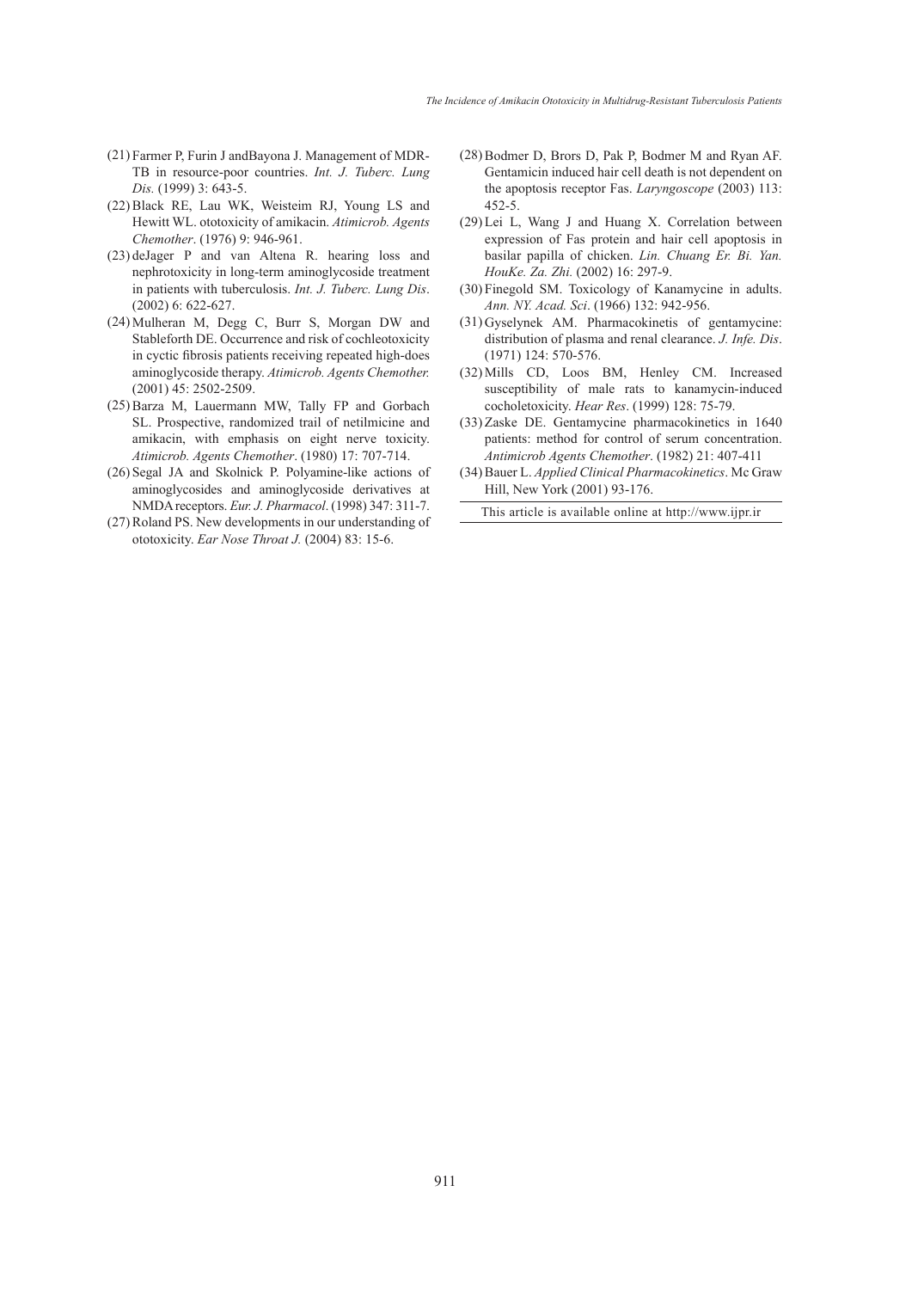(21) Farmer P, Furin J andBayona J. Management of MDR-TB in resource-poor countries. *Int. J. Tuberc. Lung Dis.* (1999) 3: 643-5.

(22) Black RE, Lau WK, Weisteim RJ, Young LS and Hewitt WL. ototoxicity of amikacin. *Atimicrob. Agents Chemother*. (1976) 9: 946-961.

(23) deJager P and van Altena R. hearing loss and nephrotoxicity in long-term aminoglycoside treatment in patients with tuberculosis. *Int. J. Tuberc. Lung Dis*. (2002) 6: 622-627.

(24) Mulheran M, Degg C, Burr S, Morgan DW and Stableforth DE. Occurrence and risk of cochleotoxicity in cyctic fibrosis patients receiving repeated high-does aminoglycoside therapy. *Atimicrob. Agents Chemother.* (2001) 45: 2502-2509.

(25) Barza M, Lauermann MW, Tally FP and Gorbach SL. Prospective, randomized trail of netilmicine and amikacin, with emphasis on eight nerve toxicity. *Atimicrob. Agents Chemother*. (1980) 17: 707-714.

(26) Segal JA and Skolnick P. Polyamine-like actions of aminoglycosides and aminoglycoside derivatives at NMDA receptors. *Eur. J. Pharmacol*. (1998) 347: 311-7.

(27) Roland PS. New developments in our understanding of ototoxicity. *Ear Nose Throat J.* (2004) 83: 15-6.

(28) Bodmer D, Brors D, Pak P, Bodmer M and Ryan AF. Gentamicin induced hair cell death is not dependent on the apoptosis receptor Fas. *Laryngoscope* (2003) 113: 452-5.

(29) Lei L, Wang J and Huang X. Correlation between expression of Fas protein and hair cell apoptosis in basilar papilla of chicken. *Lin. Chuang Er. Bi. Yan. HouKe. Za. Zhi.* (2002) 16: 297-9.

(30) Finegold SM. Toxicology of Kanamycine in adults. *Ann. NY. Acad. Sci*. (1966) 132: 942-956.

(31) Gyselynek AM. Pharmacokinetis of gentamycine: distribution of plasma and renal clearance. *J. Infe. Dis*. (1971) 124: 570-576.

(32) Mills CD, Loos BM, Henley CM. Increased susceptibility of male rats to kanamycin-induced cocholetoxicity. *Hear Res*. (1999) 128: 75-79.

(33) Zaske DE. Gentamycine pharmacokinetics in 1640 patients: method for control of serum concentration. *Antimicrob Agents Chemother*. (1982) 21: 407-411

(34) Bauer L. *Applied Clinical Pharmacokinetics*. Mc Graw Hill, New York (2001) 93-176.

This article is available online at http://www.ijpr.ir